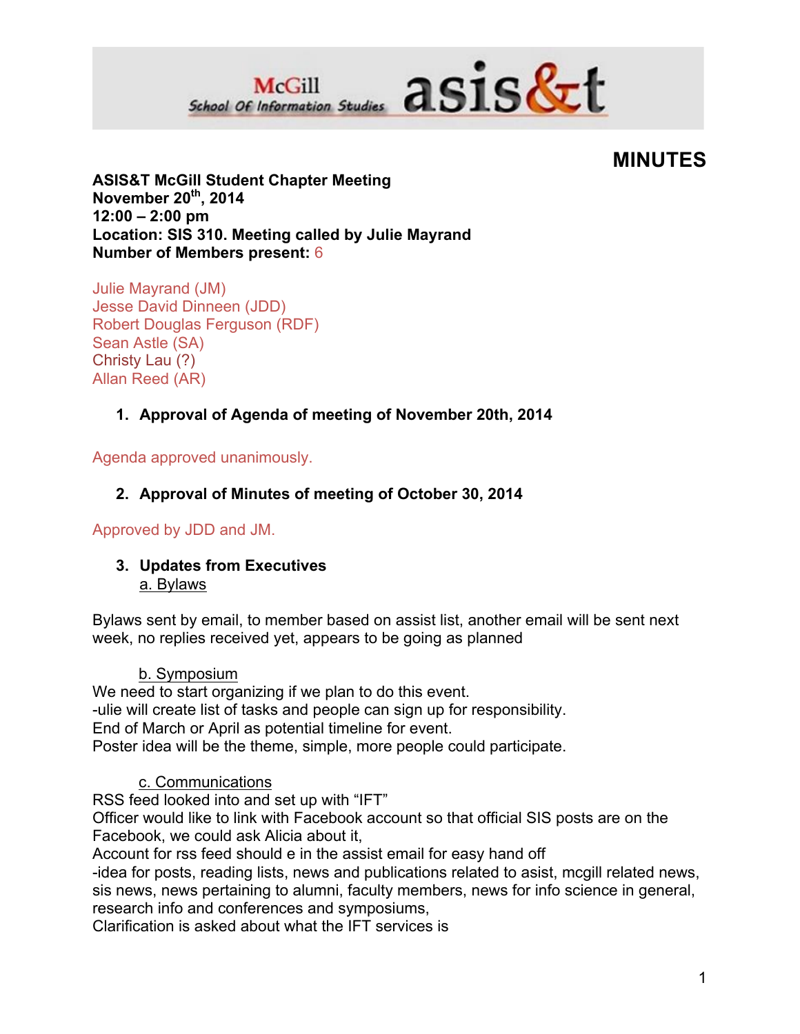# MINUTES

**ASIS&T McGill Student Chapter Meeting**
**November 20th, 2014**
**12:00 – 2:00 pm**
**Location: SIS 310. Meeting called by Julie Mayrand**
**Number of Members present:** 6

Julie Mayrand (JM)
Jesse David Dinneen (JDD)
Robert Douglas Ferguson (RDF)
Sean Astle (SA)
Christy Lau (?)
Allan Reed (AR)

1. **Approval of Agenda of meeting of November 20th, 2014**

Agenda approved unanimously.

2. **Approval of Minutes of meeting of October 30, 2014**

Approved by JDD and JM.

3. **Updates from Executives**

a. Bylaws

Bylaws sent by email, to member based on assist list, another email will be sent next week, no replies received yet, appears to be going as planned

b. Symposium

We need to start organizing if we plan to do this event.
-ulie will create list of tasks and people can sign up for responsibility.
End of March or April as potential timeline for event.
Poster idea will be the theme, simple, more people could participate.

c. Communications

RSS feed looked into and set up with "IFT"
Officer would like to link with Facebook account so that official SIS posts are on the Facebook, we could ask Alicia about it,
Account for rss feed should e in the assist email for easy hand off
-idea for posts, reading lists, news and publications related to asist, mcgill related news, sis news, news pertaining to alumni, faculty members, news for info science in general, research info and conferences and symposiums,
Clarification is asked about what the IFT services is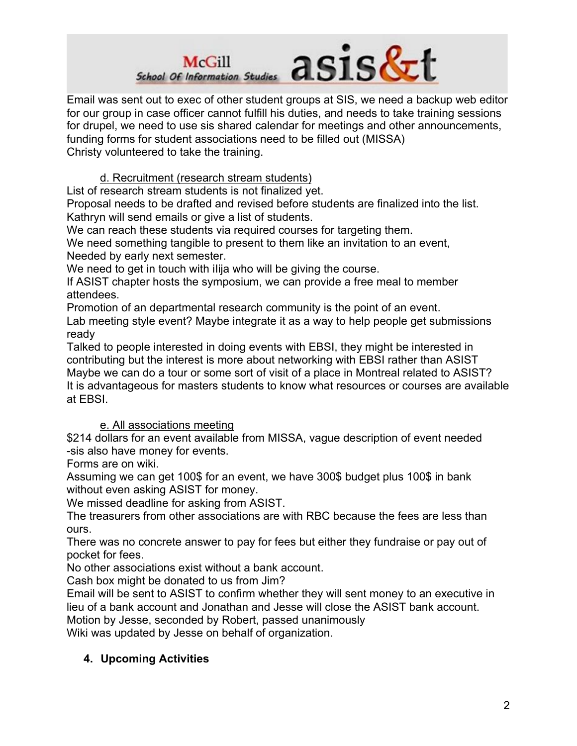Email was sent out to exec of other student groups at SIS, we need a backup web editor for our group in case officer cannot fulfill his duties, and needs to take training sessions for drupel, we need to use sis shared calendar for meetings and other announcements, funding forms for student associations need to be filled out (MISSA)
Christy volunteered to take the training.

d. Recruitment (research stream students)

List of research stream students is not finalized yet.
Proposal needs to be drafted and revised before students are finalized into the list.
Kathryn will send emails or give a list of students.
We can reach these students via required courses for targeting them.
We need something tangible to present to them like an invitation to an event,
Needed by early next semester.
We need to get in touch with iIija who will be giving the course.
If ASIST chapter hosts the symposium, we can provide a free meal to member attendees.
Promotion of an departmental research community is the point of an event.
Lab meeting style event? Maybe integrate it as a way to help people get submissions ready
Talked to people interested in doing events with EBSI, they might be interested in contributing but the interest is more about networking with EBSI rather than ASIST
Maybe we can do a tour or some sort of visit of a place in Montreal related to ASIST?
It is advantageous for masters students to know what resources or courses are available at EBSI.

e. All associations meeting

$214 dollars for an event available from MISSA, vague description of event needed
-sis also have money for events.
Forms are on wiki.
Assuming we can get 100$ for an event, we have 300$ budget plus 100$ in bank without even asking ASIST for money.
We missed deadline for asking from ASIST.
The treasurers from other associations are with RBC because the fees are less than ours.
There was no concrete answer to pay for fees but either they fundraise or pay out of pocket for fees.
No other associations exist without a bank account.
Cash box might be donated to us from Jim?
Email will be sent to ASIST to confirm whether they will sent money to an executive in lieu of a bank account and Jonathan and Jesse will close the ASIST bank account.
Motion by Jesse, seconded by Robert, passed unanimously
Wiki was updated by Jesse on behalf of organization.

**4. Upcoming Activities**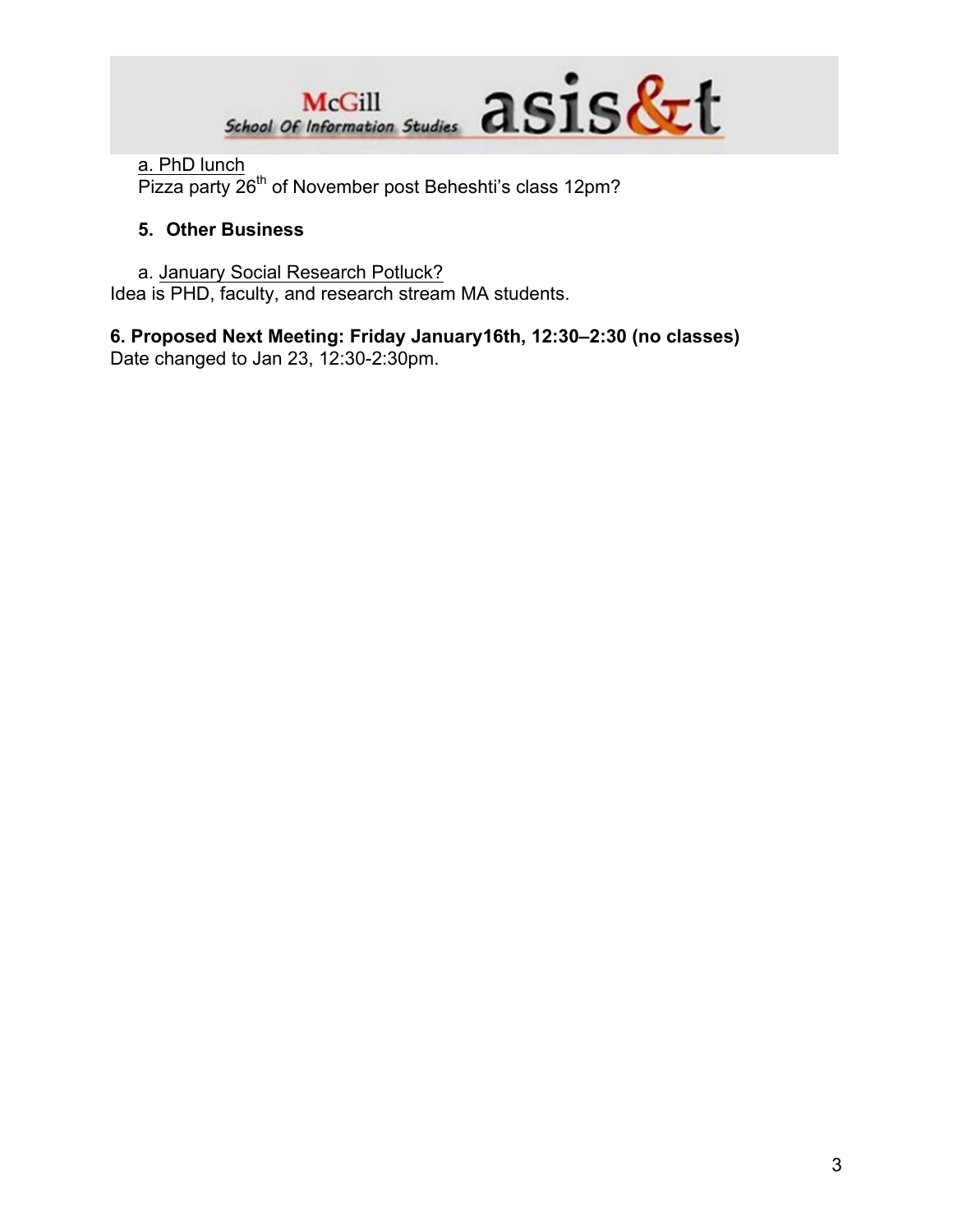a. PhD lunch
Pizza party 26th of November post Beheshti's class 12pm?

**5. Other Business**

a. January Social Research Potluck?
Idea is PHD, faculty, and research stream MA students.

**6. Proposed Next Meeting: Friday January16th, 12:30–2:30 (no classes)**
Date changed to Jan 23, 12:30-2:30pm.